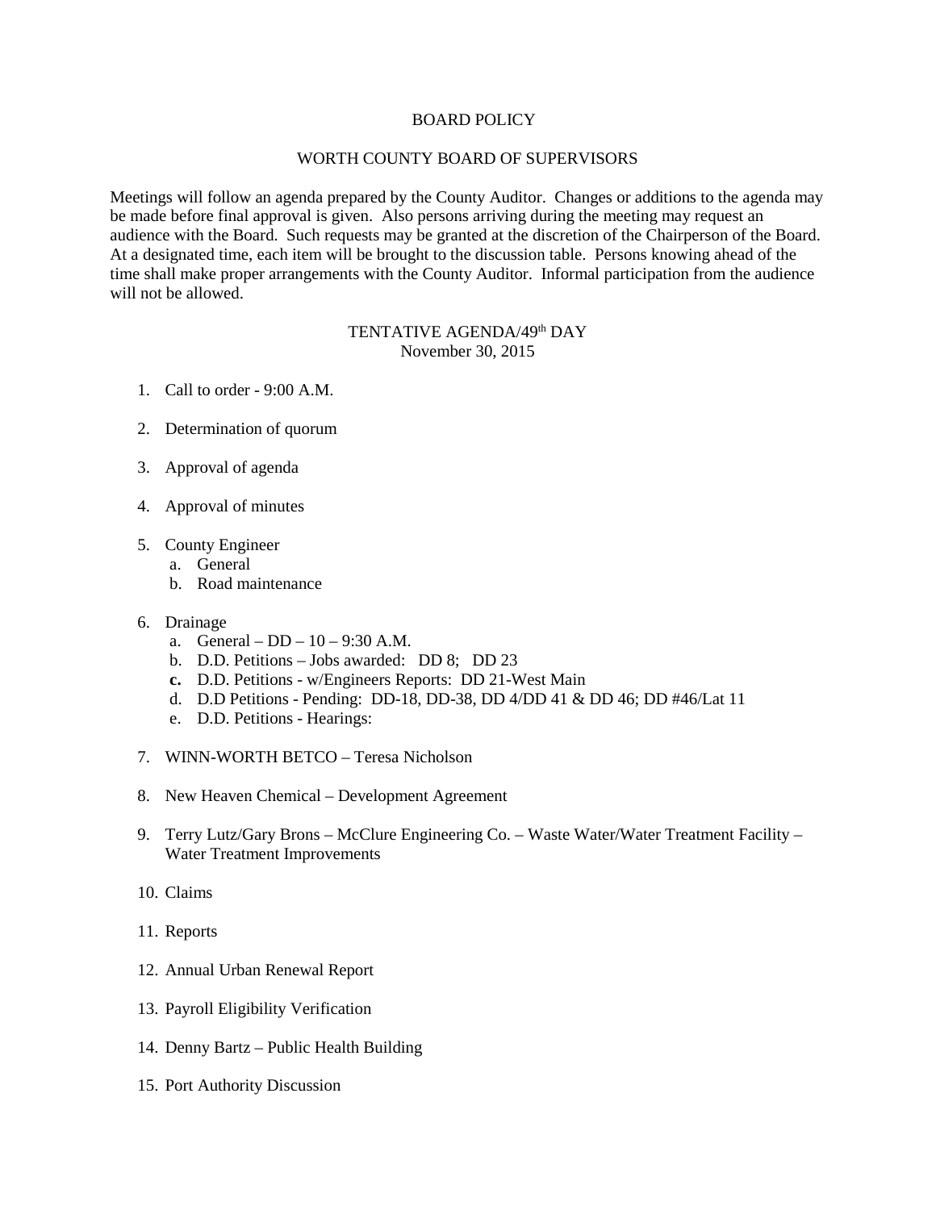# BOARD POLICY

## WORTH COUNTY BOARD OF SUPERVISORS

Meetings will follow an agenda prepared by the County Auditor. Changes or additions to the agenda may be made before final approval is given. Also persons arriving during the meeting may request an audience with the Board. Such requests may be granted at the discretion of the Chairperson of the Board. At a designated time, each item will be brought to the discussion table. Persons knowing ahead of the time shall make proper arrangements with the County Auditor. Informal participation from the audience will not be allowed.

### TENTATIVE AGENDA/49th DAY
November 30, 2015

1. Call to order - 9:00 A.M.

2. Determination of quorum

3. Approval of agenda

4. Approval of minutes

5. County Engineer
   a. General
   b. Road maintenance

6. Drainage
   a. General – DD – 10 – 9:30 A.M.
   b. D.D. Petitions – Jobs awarded: DD 8; DD 23
   **c.** D.D. Petitions - w/Engineers Reports: DD 21-West Main
   d. D.D Petitions - Pending: DD-18, DD-38, DD 4/DD 41 & DD 46; DD #46/Lat 11
   e. D.D. Petitions - Hearings:

7. WINN-WORTH BETCO – Teresa Nicholson

8. New Heaven Chemical – Development Agreement

9. Terry Lutz/Gary Brons – McClure Engineering Co. – Waste Water/Water Treatment Facility – Water Treatment Improvements

10. Claims

11. Reports

12. Annual Urban Renewal Report

13. Payroll Eligibility Verification

14. Denny Bartz – Public Health Building

15. Port Authority Discussion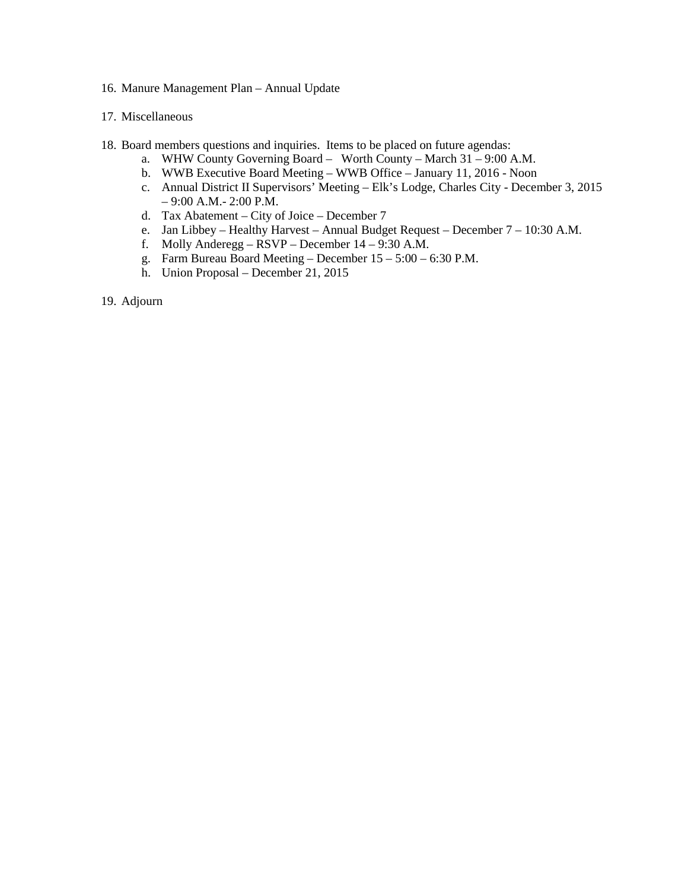16. Manure Management Plan – Annual Update

17. Miscellaneous

18. Board members questions and inquiries.  Items to be placed on future agendas:
    a. WHW County Governing Board –   Worth County – March 31 – 9:00 A.M.
    b. WWB Executive Board Meeting – WWB Office – January 11, 2016 - Noon
    c. Annual District II Supervisors' Meeting – Elk's Lodge, Charles City - December 3, 2015 – 9:00 A.M.- 2:00 P.M.
    d. Tax Abatement – City of Joice – December 7
    e. Jan Libbey – Healthy Harvest – Annual Budget Request – December 7 – 10:30 A.M.
    f. Molly Anderegg – RSVP – December 14 – 9:30 A.M.
    g. Farm Bureau Board Meeting – December 15 – 5:00 – 6:30 P.M.
    h. Union Proposal – December 21, 2015

19. Adjourn